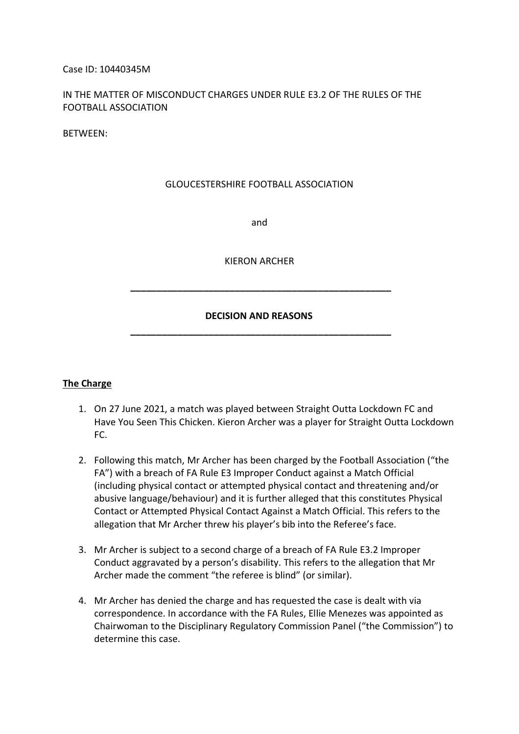Case ID: 10440345M

IN THE MATTER OF MISCONDUCT CHARGES UNDER RULE E3.2 OF THE RULES OF THE FOOTBALL ASSOCIATION

BETWEEN:

GLOUCESTERSHIRE FOOTBALL ASSOCIATION

and

KIERON ARCHER

---

**DECISION AND REASONS**

---

## The Charge

1. On 27 June 2021, a match was played between Straight Outta Lockdown FC and Have You Seen This Chicken. Kieron Archer was a player for Straight Outta Lockdown FC.

2. Following this match, Mr Archer has been charged by the Football Association ("the FA") with a breach of FA Rule E3 Improper Conduct against a Match Official (including physical contact or attempted physical contact and threatening and/or abusive language/behaviour) and it is further alleged that this constitutes Physical Contact or Attempted Physical Contact Against a Match Official. This refers to the allegation that Mr Archer threw his player's bib into the Referee's face.

3. Mr Archer is subject to a second charge of a breach of FA Rule E3.2 Improper Conduct aggravated by a person's disability. This refers to the allegation that Mr Archer made the comment "the referee is blind" (or similar).

4. Mr Archer has denied the charge and has requested the case is dealt with via correspondence. In accordance with the FA Rules, Ellie Menezes was appointed as Chairwoman to the Disciplinary Regulatory Commission Panel ("the Commission") to determine this case.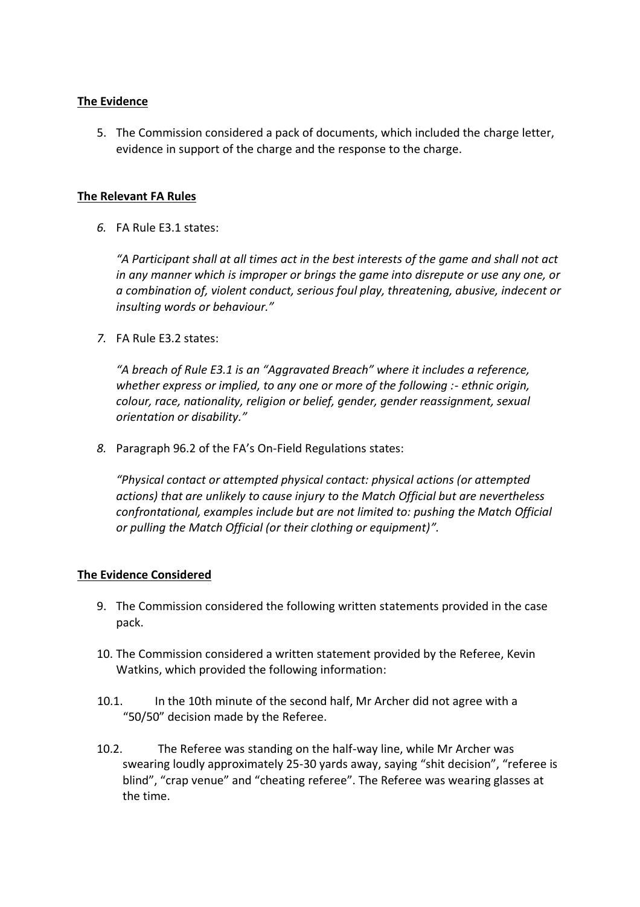**The Evidence**

5. The Commission considered a pack of documents, which included the charge letter, evidence in support of the charge and the response to the charge.

**The Relevant FA Rules**

6. FA Rule E3.1 states:

   *"A Participant shall at all times act in the best interests of the game and shall not act in any manner which is improper or brings the game into disrepute or use any one, or a combination of, violent conduct, serious foul play, threatening, abusive, indecent or insulting words or behaviour."*

7. FA Rule E3.2 states:

   *"A breach of Rule E3.1 is an "Aggravated Breach" where it includes a reference, whether express or implied, to any one or more of the following :- ethnic origin, colour, race, nationality, religion or belief, gender, gender reassignment, sexual orientation or disability."*

8. Paragraph 96.2 of the FA's On-Field Regulations states:

   *"Physical contact or attempted physical contact: physical actions (or attempted actions) that are unlikely to cause injury to the Match Official but are nevertheless confrontational, examples include but are not limited to: pushing the Match Official or pulling the Match Official (or their clothing or equipment)".*

**The Evidence Considered**

9. The Commission considered the following written statements provided in the case pack.

10. The Commission considered a written statement provided by the Referee, Kevin Watkins, which provided the following information:

10.1. In the 10th minute of the second half, Mr Archer did not agree with a "50/50" decision made by the Referee.

10.2. The Referee was standing on the half-way line, while Mr Archer was swearing loudly approximately 25-30 yards away, saying "shit decision", "referee is blind", "crap venue" and "cheating referee". The Referee was wearing glasses at the time.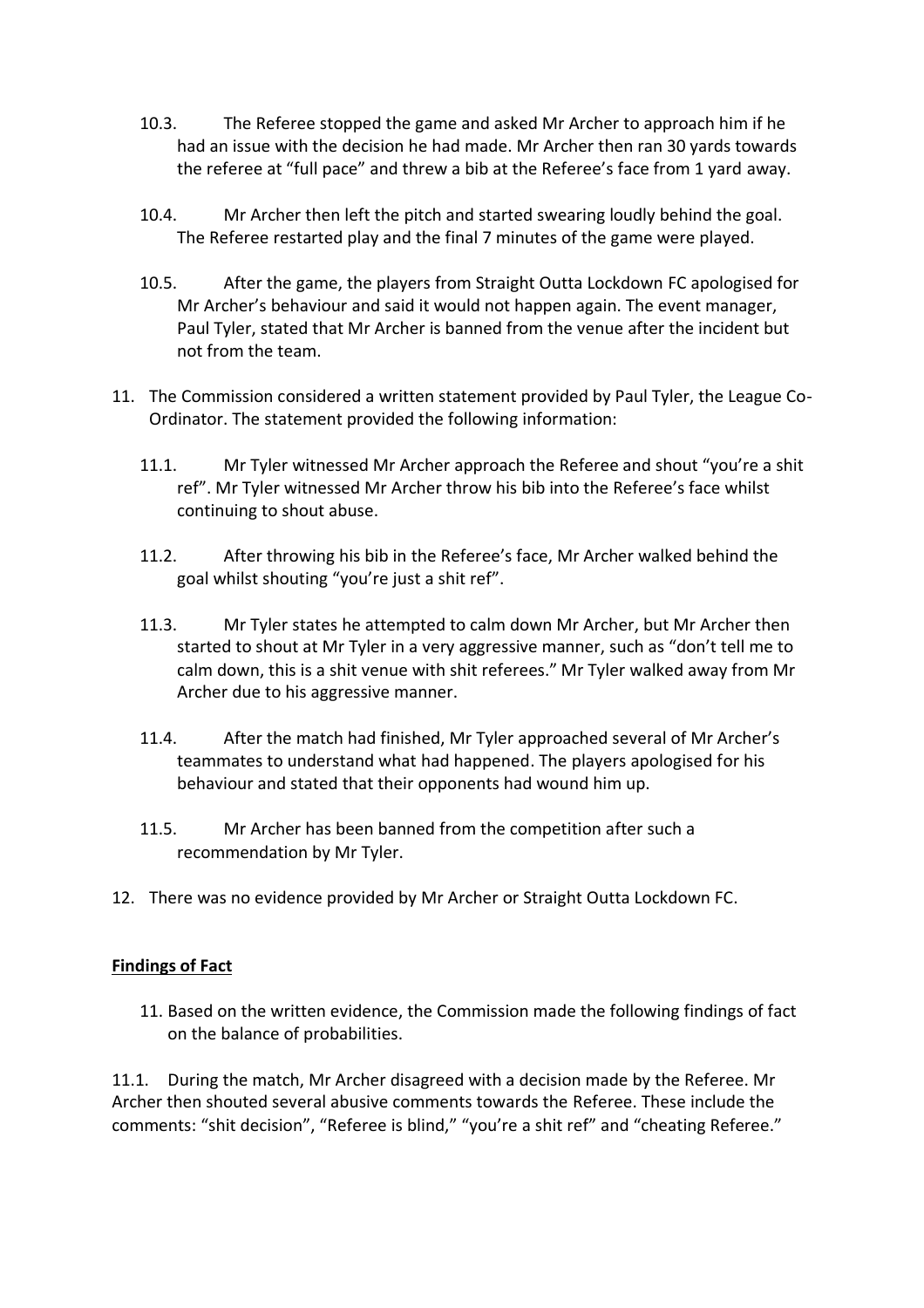10.3. The Referee stopped the game and asked Mr Archer to approach him if he had an issue with the decision he had made. Mr Archer then ran 30 yards towards the referee at "full pace" and threw a bib at the Referee's face from 1 yard away.

10.4. Mr Archer then left the pitch and started swearing loudly behind the goal. The Referee restarted play and the final 7 minutes of the game were played.

10.5. After the game, the players from Straight Outta Lockdown FC apologised for Mr Archer's behaviour and said it would not happen again. The event manager, Paul Tyler, stated that Mr Archer is banned from the venue after the incident but not from the team.

11. The Commission considered a written statement provided by Paul Tyler, the League Co-Ordinator. The statement provided the following information:

11.1. Mr Tyler witnessed Mr Archer approach the Referee and shout "you're a shit ref". Mr Tyler witnessed Mr Archer throw his bib into the Referee's face whilst continuing to shout abuse.

11.2. After throwing his bib in the Referee's face, Mr Archer walked behind the goal whilst shouting "you're just a shit ref".

11.3. Mr Tyler states he attempted to calm down Mr Archer, but Mr Archer then started to shout at Mr Tyler in a very aggressive manner, such as "don't tell me to calm down, this is a shit venue with shit referees." Mr Tyler walked away from Mr Archer due to his aggressive manner.

11.4. After the match had finished, Mr Tyler approached several of Mr Archer's teammates to understand what had happened. The players apologised for his behaviour and stated that their opponents had wound him up.

11.5. Mr Archer has been banned from the competition after such a recommendation by Mr Tyler.

12. There was no evidence provided by Mr Archer or Straight Outta Lockdown FC.

**Findings of Fact**

11. Based on the written evidence, the Commission made the following findings of fact on the balance of probabilities.

11.1. During the match, Mr Archer disagreed with a decision made by the Referee. Mr Archer then shouted several abusive comments towards the Referee. These include the comments: "shit decision", "Referee is blind," "you're a shit ref" and "cheating Referee."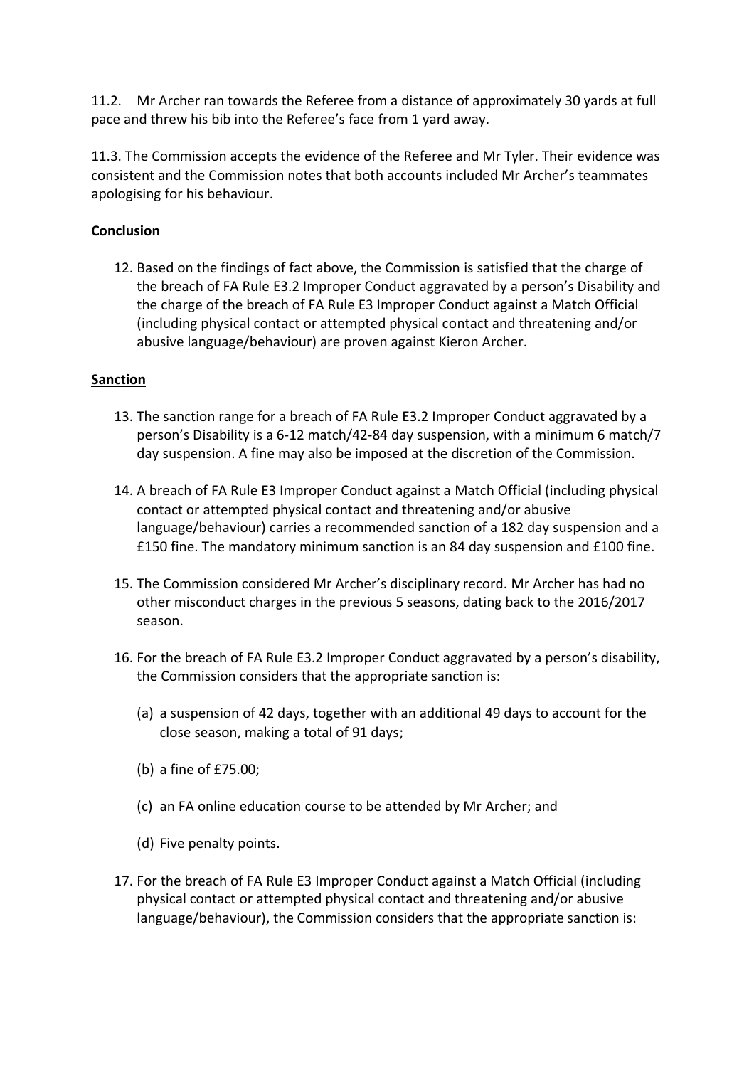11.2. Mr Archer ran towards the Referee from a distance of approximately 30 yards at full pace and threw his bib into the Referee's face from 1 yard away.

11.3. The Commission accepts the evidence of the Referee and Mr Tyler. Their evidence was consistent and the Commission notes that both accounts included Mr Archer's teammates apologising for his behaviour.

**Conclusion**

12. Based on the findings of fact above, the Commission is satisfied that the charge of the breach of FA Rule E3.2 Improper Conduct aggravated by a person's Disability and the charge of the breach of FA Rule E3 Improper Conduct against a Match Official (including physical contact or attempted physical contact and threatening and/or abusive language/behaviour) are proven against Kieron Archer.

**Sanction**

13. The sanction range for a breach of FA Rule E3.2 Improper Conduct aggravated by a person's Disability is a 6-12 match/42-84 day suspension, with a minimum 6 match/7 day suspension. A fine may also be imposed at the discretion of the Commission.

14. A breach of FA Rule E3 Improper Conduct against a Match Official (including physical contact or attempted physical contact and threatening and/or abusive language/behaviour) carries a recommended sanction of a 182 day suspension and a £150 fine. The mandatory minimum sanction is an 84 day suspension and £100 fine.

15. The Commission considered Mr Archer's disciplinary record. Mr Archer has had no other misconduct charges in the previous 5 seasons, dating back to the 2016/2017 season.

16. For the breach of FA Rule E3.2 Improper Conduct aggravated by a person's disability, the Commission considers that the appropriate sanction is:

    (a) a suspension of 42 days, together with an additional 49 days to account for the close season, making a total of 91 days;

    (b) a fine of £75.00;

    (c) an FA online education course to be attended by Mr Archer; and

    (d) Five penalty points.

17. For the breach of FA Rule E3 Improper Conduct against a Match Official (including physical contact or attempted physical contact and threatening and/or abusive language/behaviour), the Commission considers that the appropriate sanction is: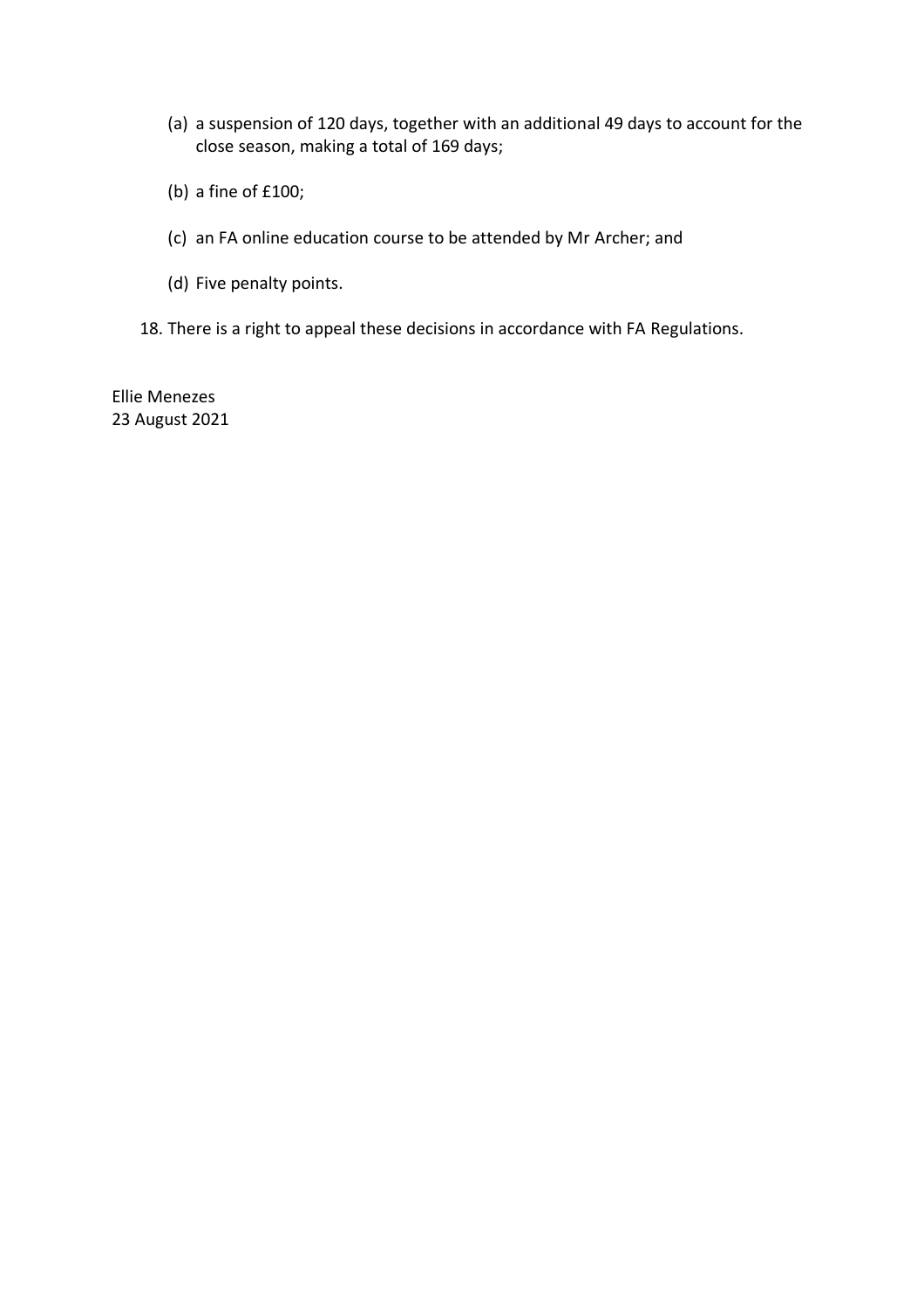(a) a suspension of 120 days, together with an additional 49 days to account for the close season, making a total of 169 days;

(b) a fine of £100;

(c) an FA online education course to be attended by Mr Archer; and

(d) Five penalty points.

18. There is a right to appeal these decisions in accordance with FA Regulations.

Ellie Menezes
23 August 2021